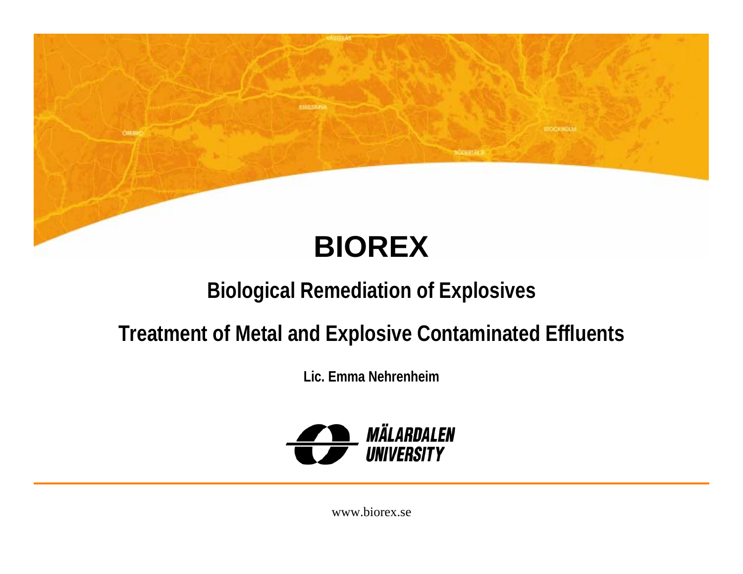# BIOREX

## Biological Remediation of Explosives

## Treatment of Metal and Explosive Contaminated Effluents

**Lic. Emma Nehrenheim**

MÄLARDALEN UNIVERSITY

www.biorex.se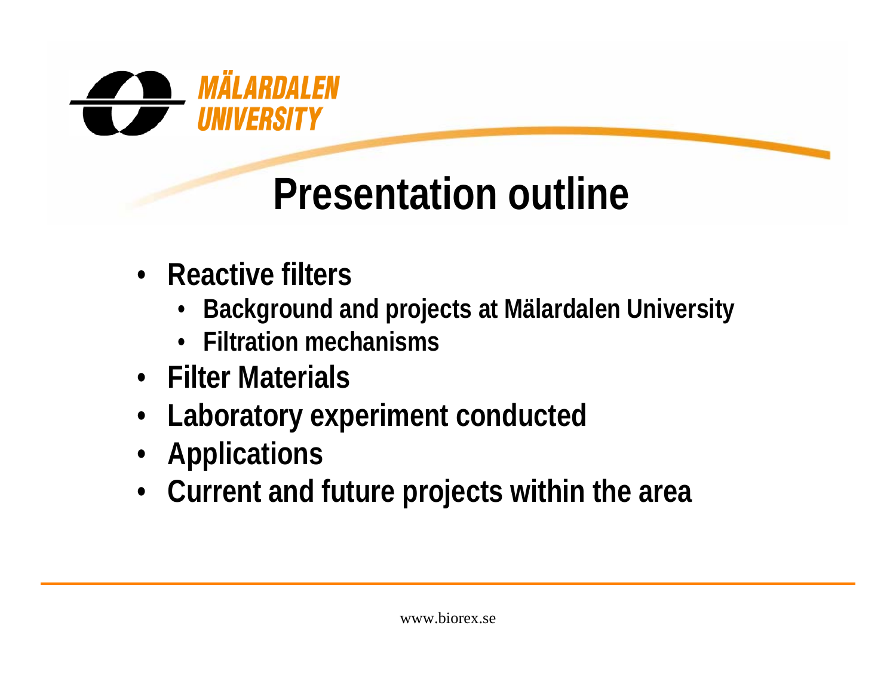# Presentation outline

- Reactive filters
  - Background and projects at Mälardalen University
  - Filtration mechanisms
- Filter Materials
- Laboratory experiment conducted
- Applications
- Current and future projects within the area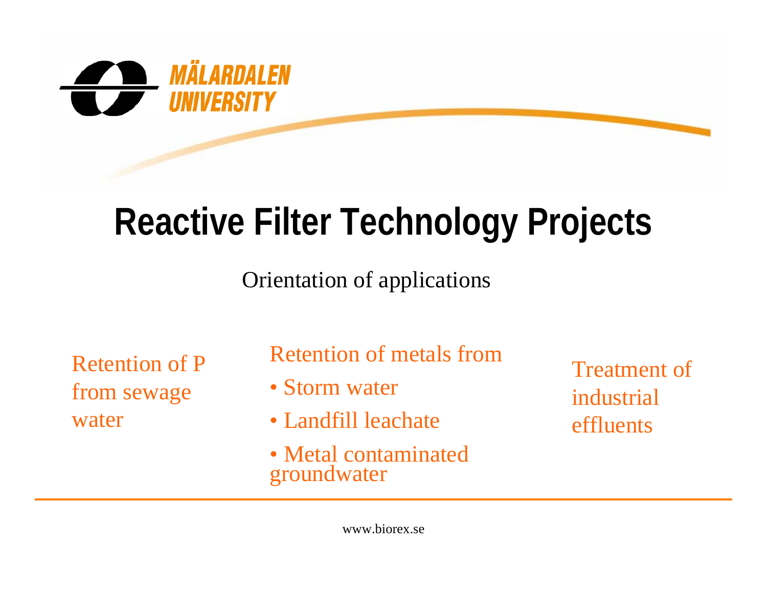MÄLARDALEN UNIVERSITY

# Reactive Filter Technology Projects

Orientation of applications

Retention of P from sewage water

Retention of metals from

- Storm water
- Landfill leachate
- Metal contaminated groundwater

Treatment of industrial effluents

www.biorex.se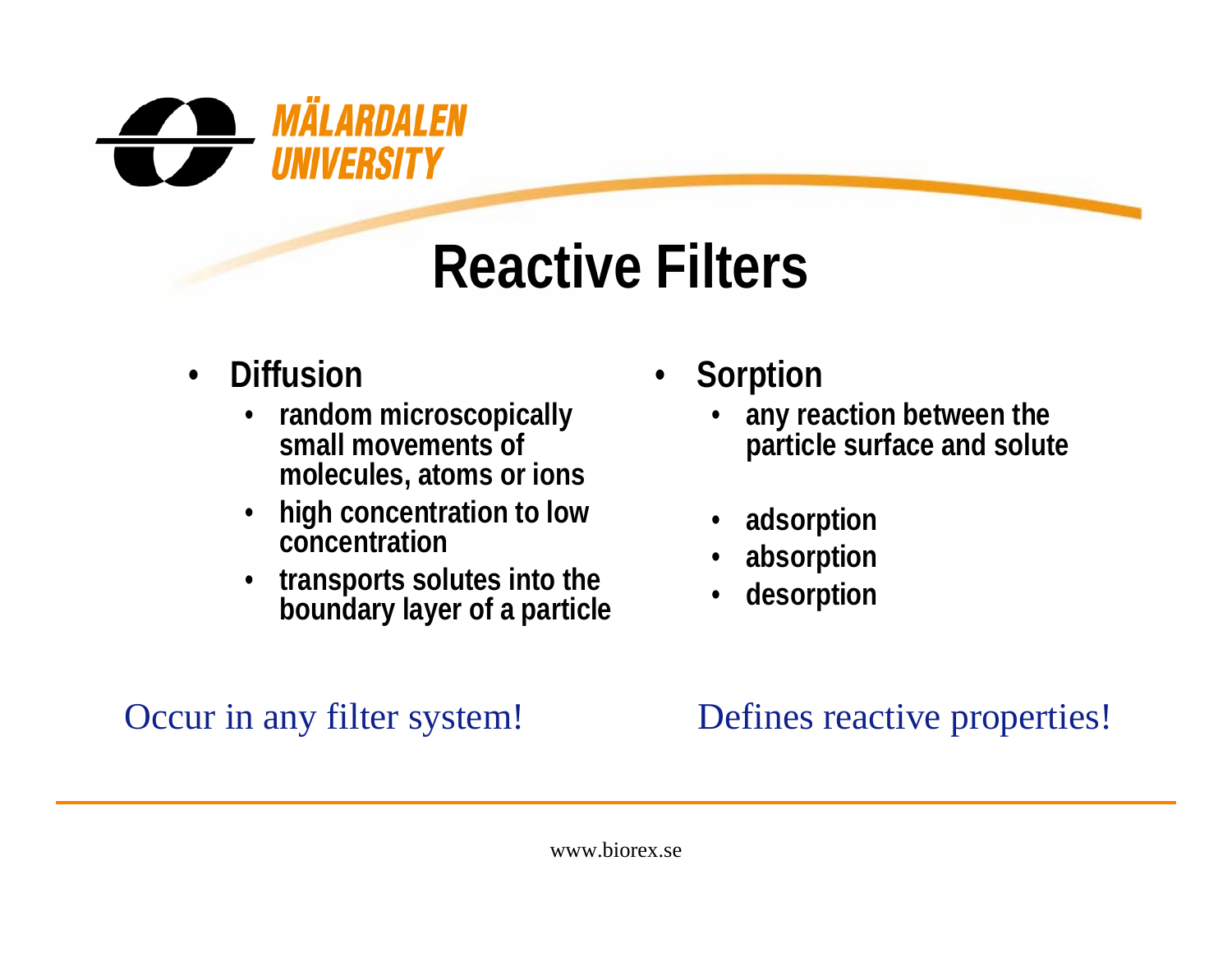# Reactive Filters

- **Diffusion**
  - **random microscopically small movements of molecules, atoms or ions**
  - **high concentration to low concentration**
  - **transports solutes into the boundary layer of a particle**

Occur in any filter system!

- **Sorption**
  - **any reaction between the particle surface and solute**
  - **adsorption**
  - **absorption**
  - **desorption**

Defines reactive properties!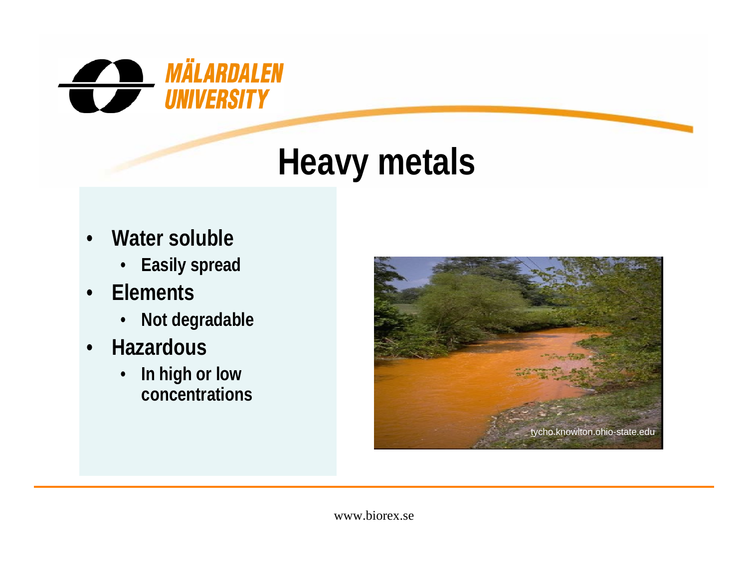# Heavy metals

- **Water soluble**
  - **Easily spread**
- **Elements**
  - **Not degradable**
- **Hazardous**
  - **In high or low concentrations**

tycho.knowlton.ohio-state.edu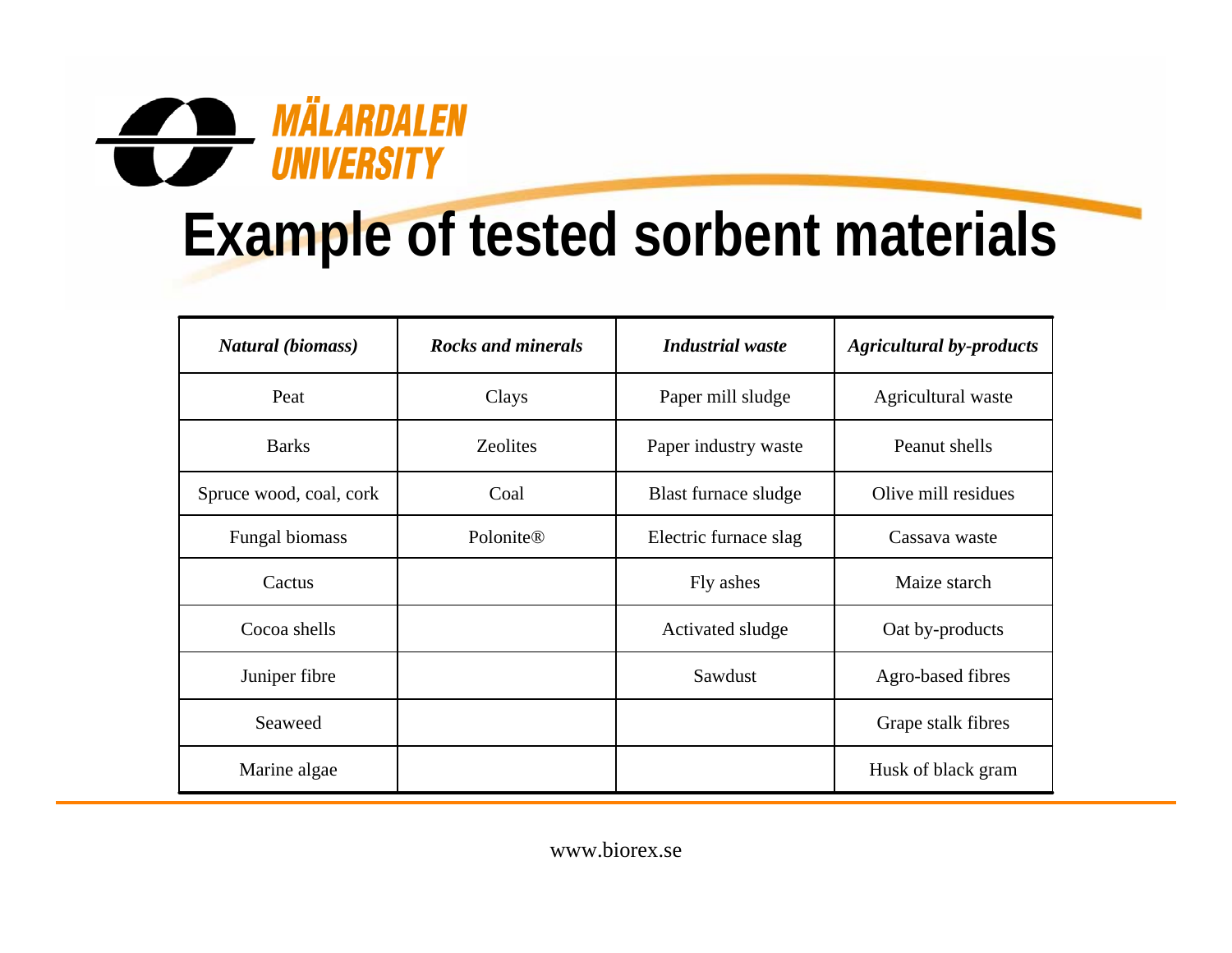# Example of tested sorbent materials

| *Natural (biomass)* | *Rocks and minerals* | *Industrial waste* | *Agricultural by-products* |
|---|---|---|---|
| Peat | Clays | Paper mill sludge | Agricultural waste |
| Barks | Zeolites | Paper industry waste | Peanut shells |
| Spruce wood, coal, cork | Coal | Blast furnace sludge | Olive mill residues |
| Fungal biomass | Polonite® | Electric furnace slag | Cassava waste |
| Cactus | | Fly ashes | Maize starch |
| Cocoa shells | | Activated sludge | Oat by-products |
| Juniper fibre | | Sawdust | Agro-based fibres |
| Seaweed | | | Grape stalk fibres |
| Marine algae | | | Husk of black gram |

www.biorex.se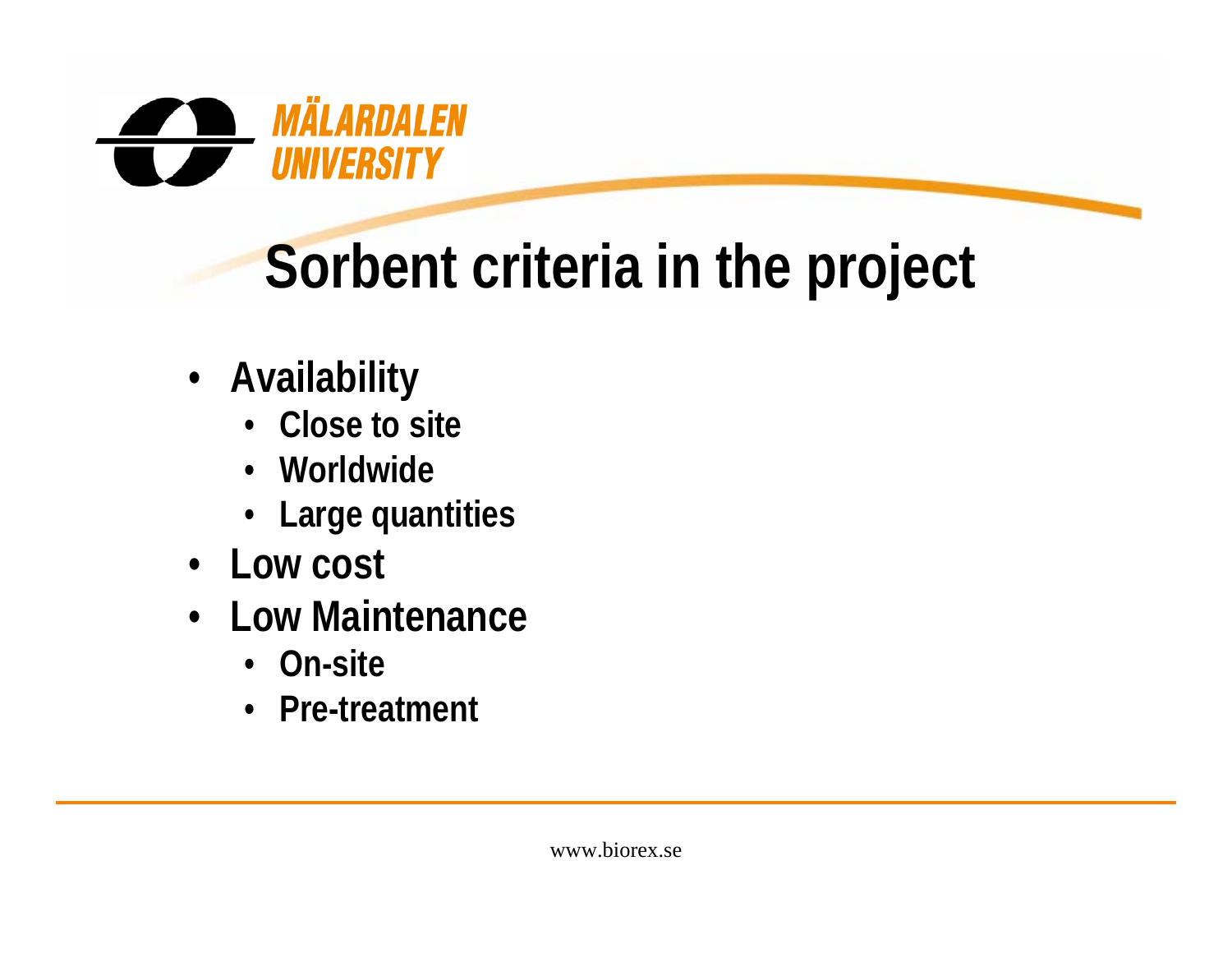# Sorbent criteria in the project

- Availability
  - Close to site
  - Worldwide
  - Large quantities
- Low cost
- Low Maintenance
  - On-site
  - Pre-treatment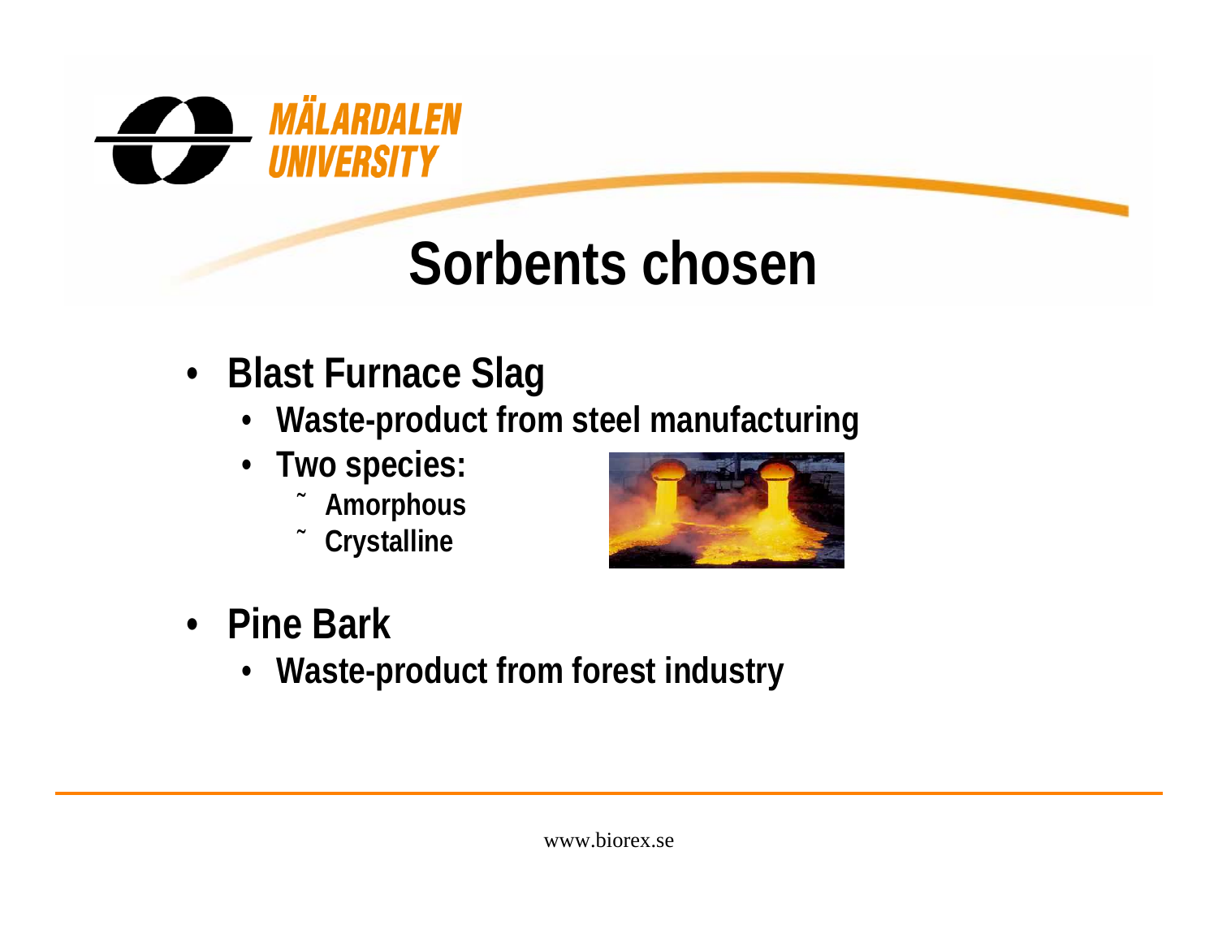# Sorbents chosen

- **Blast Furnace Slag**
  - **Waste-product from steel manufacturing**
  - **Two species:**
    - **Amorphous**
    - **Crystalline**
- **Pine Bark**
  - **Waste-product from forest industry**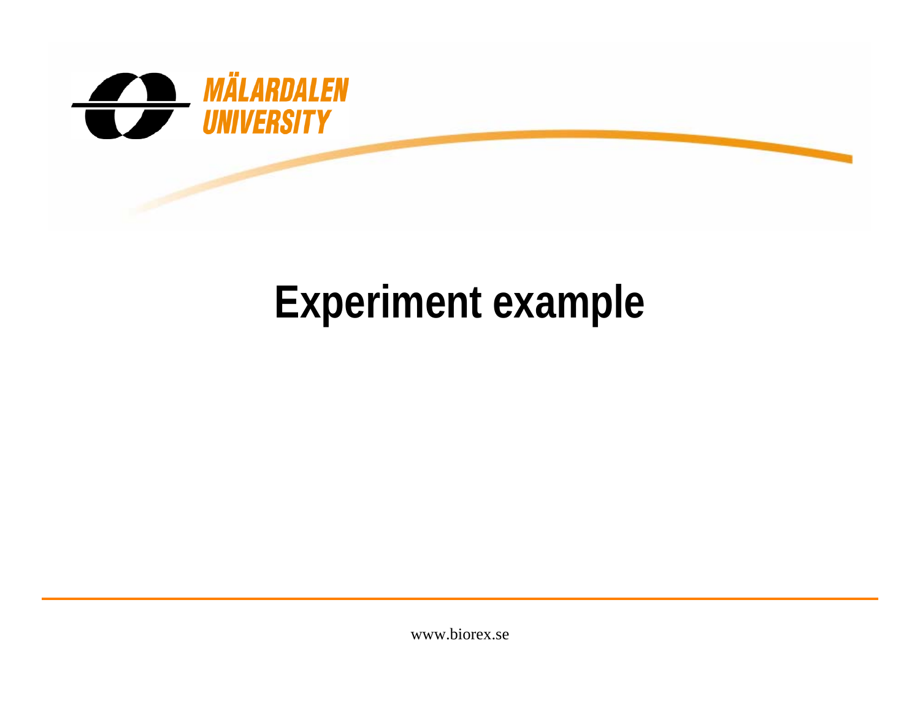# Experiment example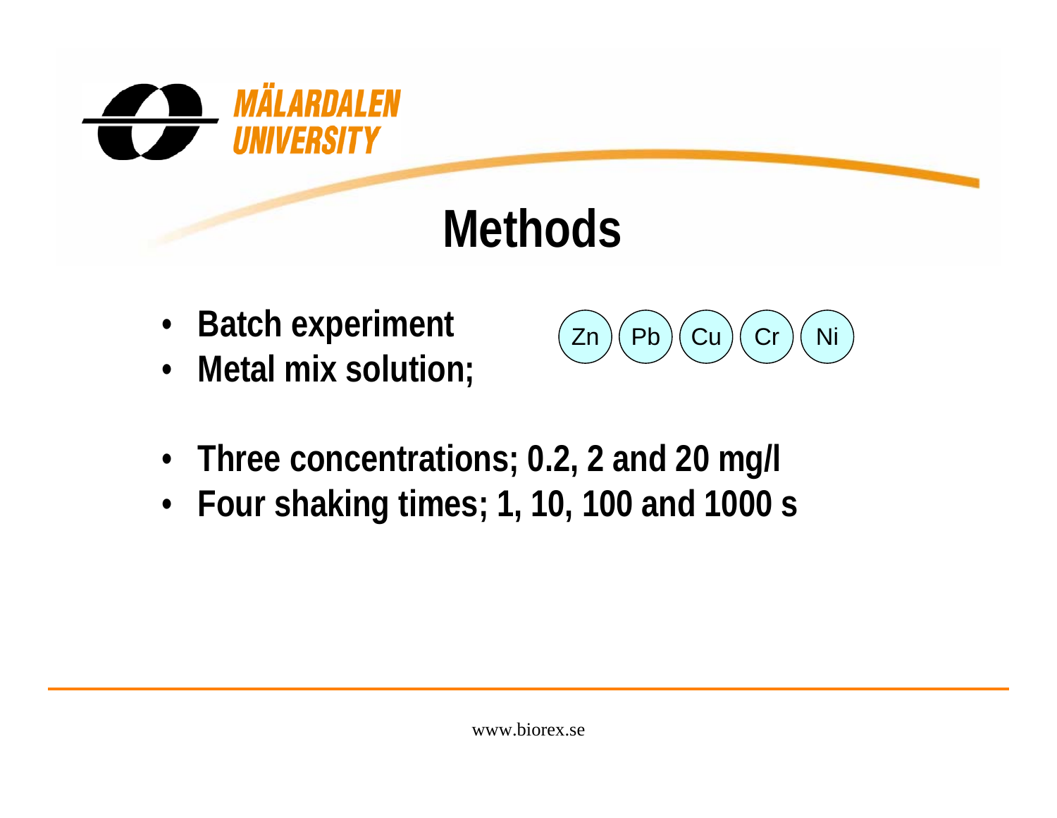# Methods

- Batch experiment
- Metal mix solution;

Zn Pb Cu Cr Ni

- Three concentrations; 0.2, 2 and 20 mg/l
- Four shaking times; 1, 10, 100 and 1000 s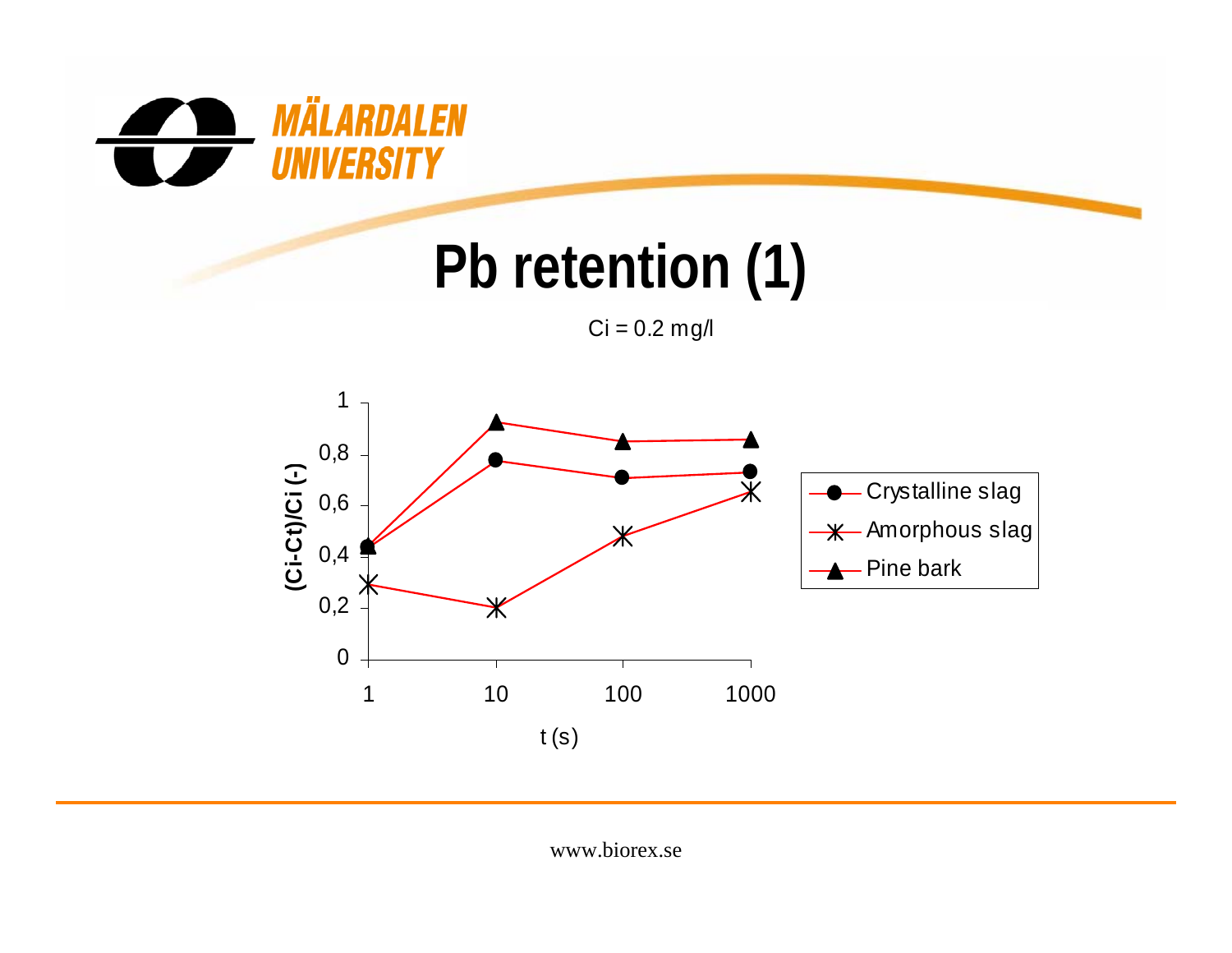# Pb retention (1)

Ci = 0.2 mg/l

| t (s) | Crystalline slag | Amorphous slag | Pine bark |
|---|---|---|---|
| 1 | 0,44 | 0,29 | 0,44 |
| 10 | 0,78 | 0,20 | 0,93 |
| 100 | 0,71 | 0,48 | 0,85 |
| 1000 | 0,73 | 0,65 | 0,86 |

(Ci-Ct)/Ci (-) vs. t (s)

www.biorex.se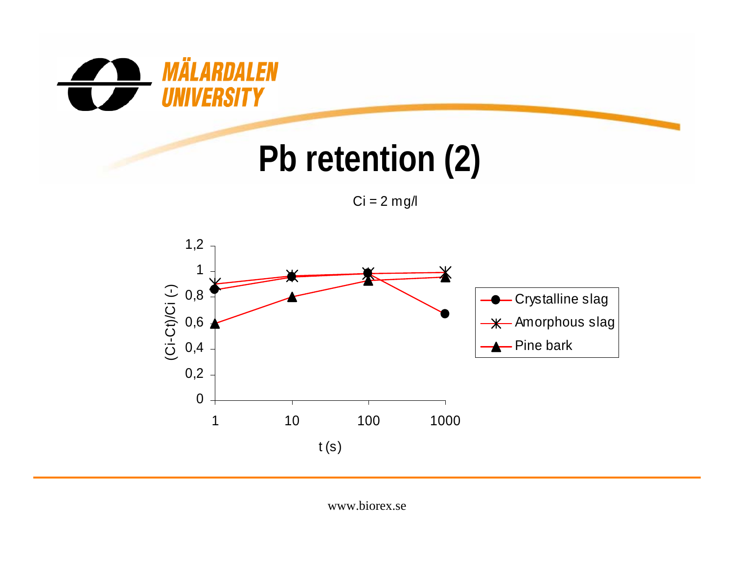# Pb retention (2)

Ci = 2 mg/l

| t (s) | Crystalline slag | Amorphous slag | Pine bark |
|---|---|---|---|
| 1 | 0,86 | 0,9 | 0,6 |
| 10 | 0,96 | 0,97 | 0,8 |
| 100 | 0,99 | 0,99 | 0,93 |
| 1000 | 0,67 | 1 | 0,96 |

Y-axis: (Ci-Ct)/Ci (-); X-axis: t (s)

www.biorex.se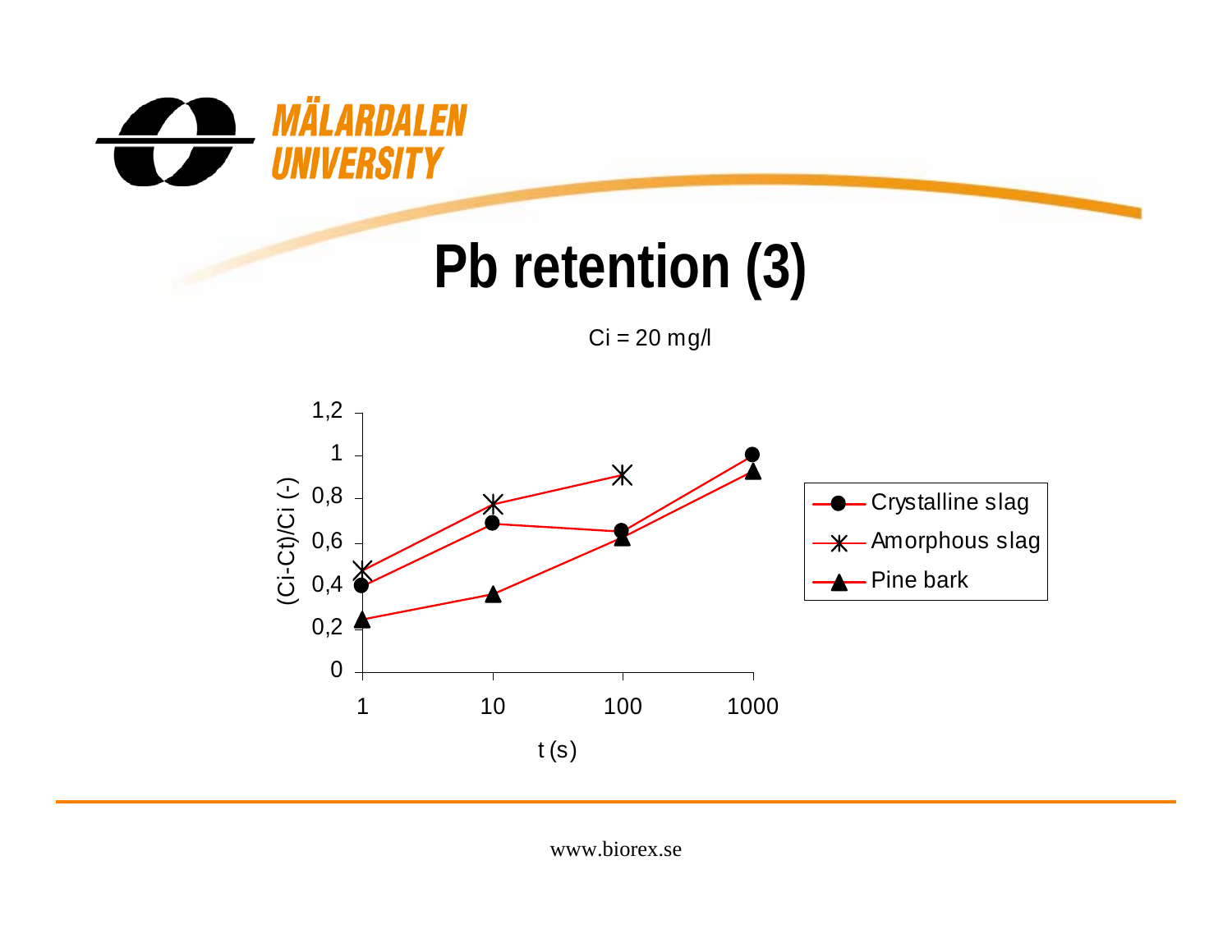# Pb retention (3)

Ci = 20 mg/l

| t (s) | Crystalline slag | Amorphous slag | Pine bark |
| --- | --- | --- | --- |
| 1 | 0,4 | 0,47 | 0,25 |
| 10 | 0,69 | 0,78 | 0,36 |
| 100 | 0,65 | 0,91 | 0,62 |
| 1000 | 1 | | 0,93 |

Y-axis: (Ci-Ct)/Ci (-); X-axis: t (s)

www.biorex.se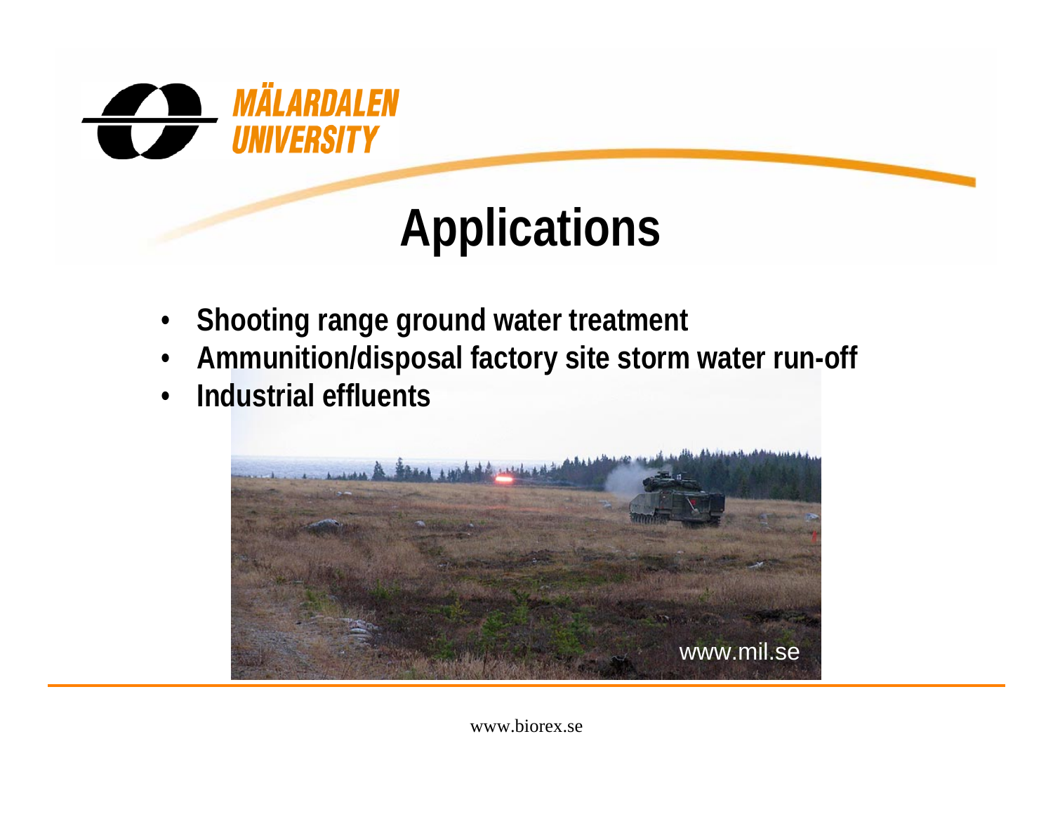# Applications

- Shooting range ground water treatment
- Ammunition/disposal factory site storm water run-off
- Industrial effluents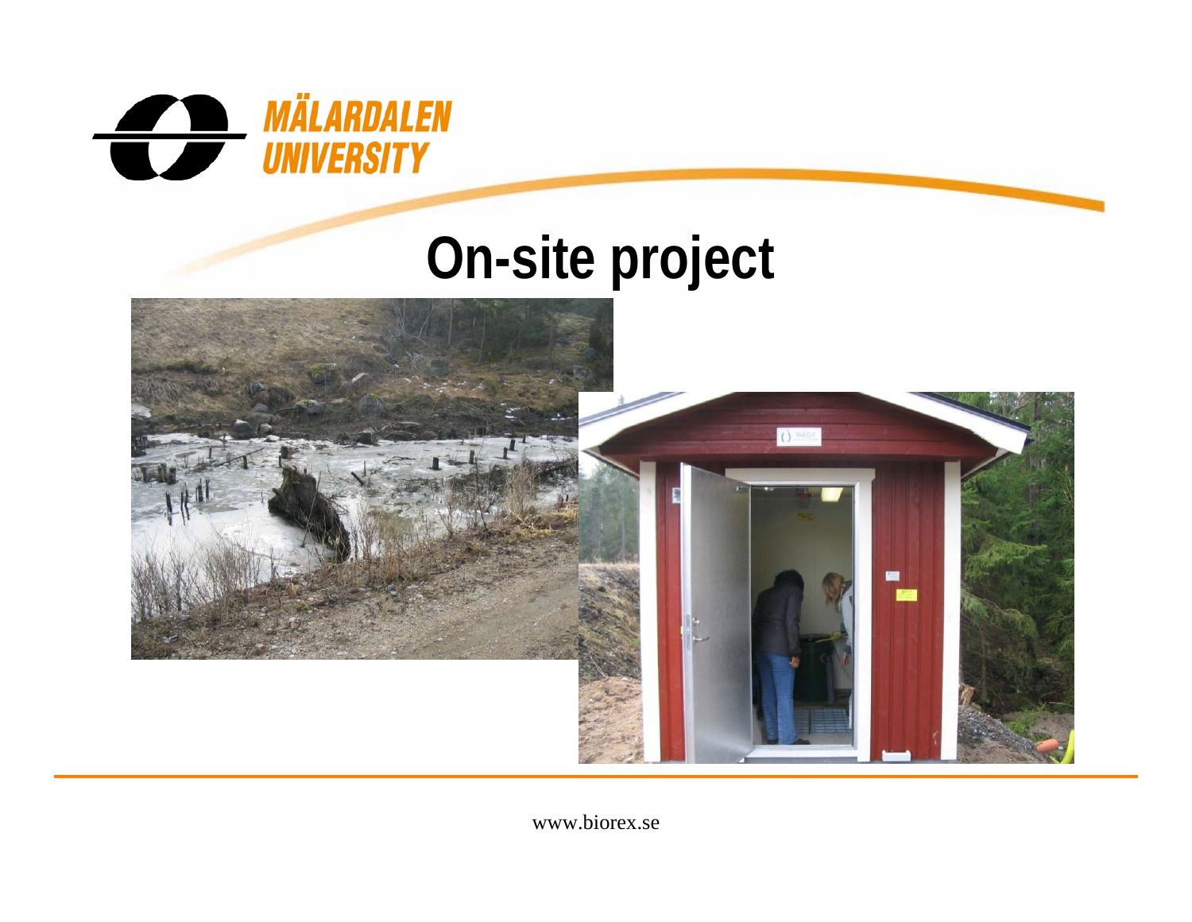# On-site project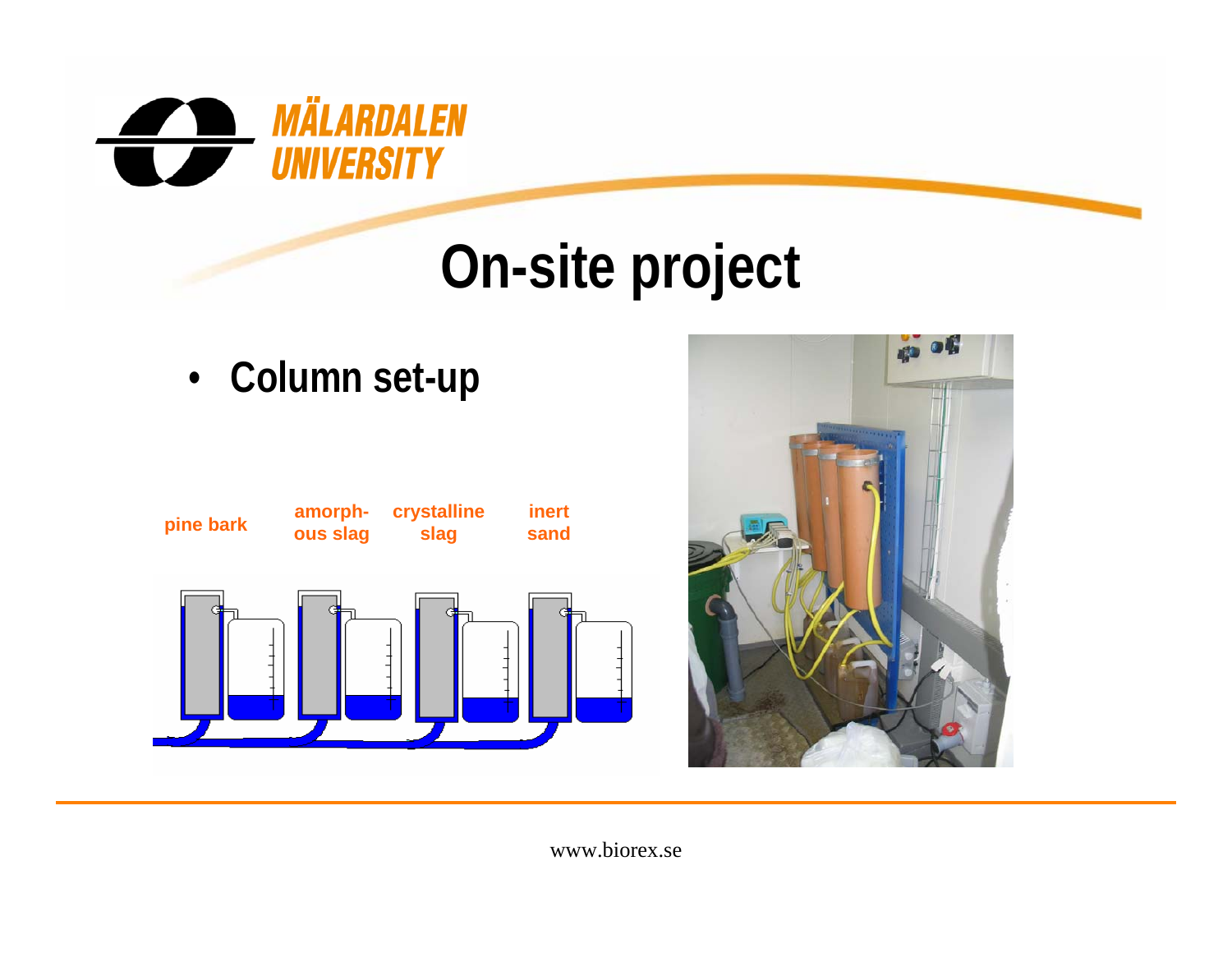# On-site project

- **Column set-up**

pine bark

amorph-ous slag

crystalline slag

inert sand

www.biorex.se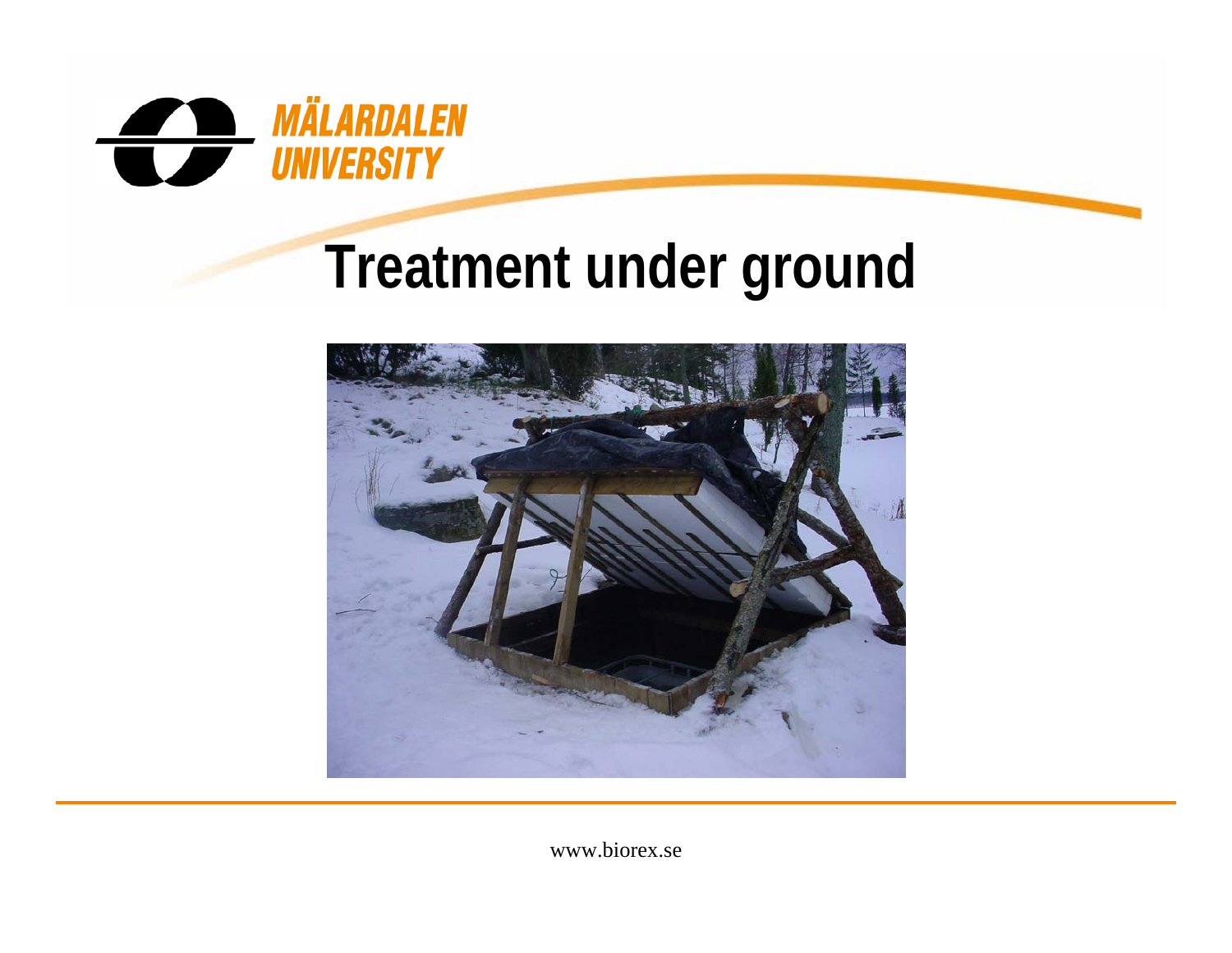# Treatment under ground

www.biorex.se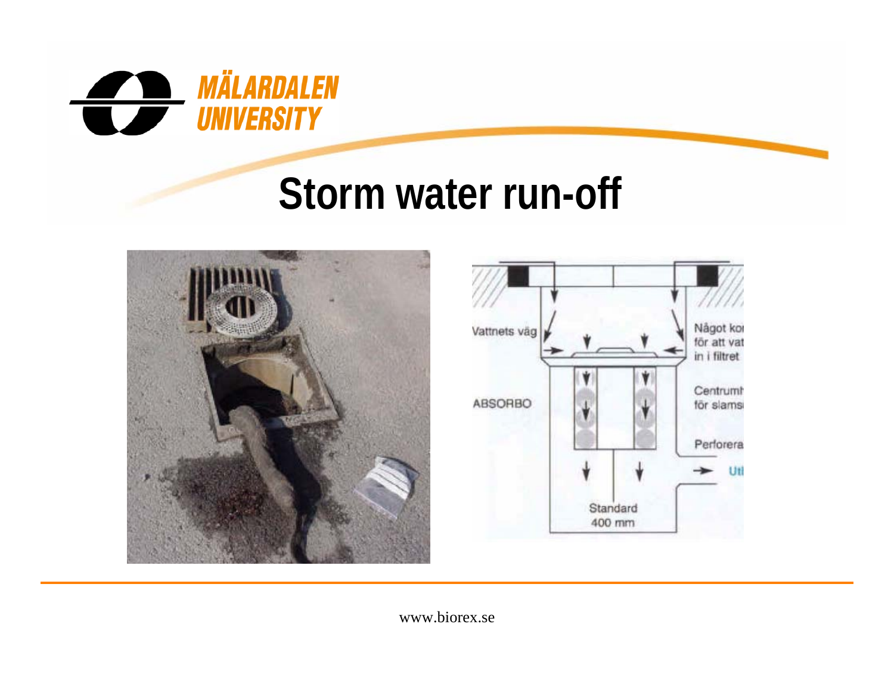# Storm water run-off

www.biorex.se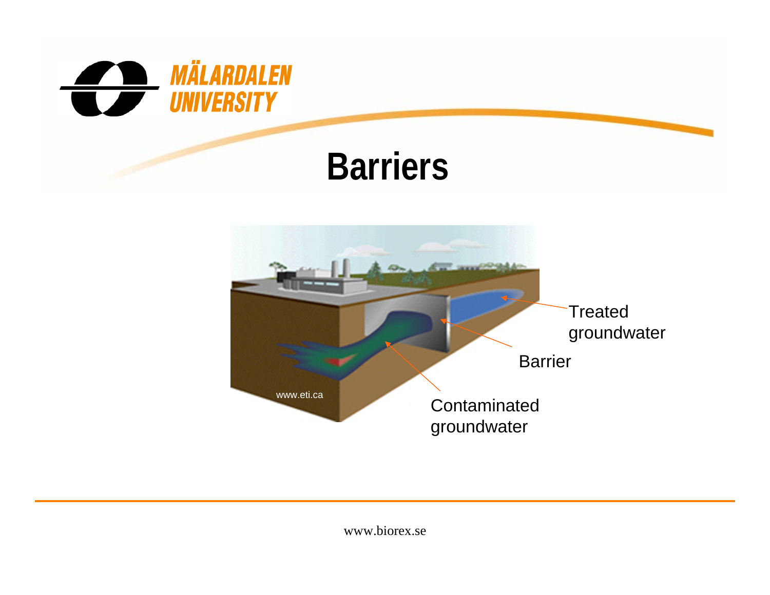# Barriers

Treated groundwater

Barrier

Contaminated groundwater

www.eti.ca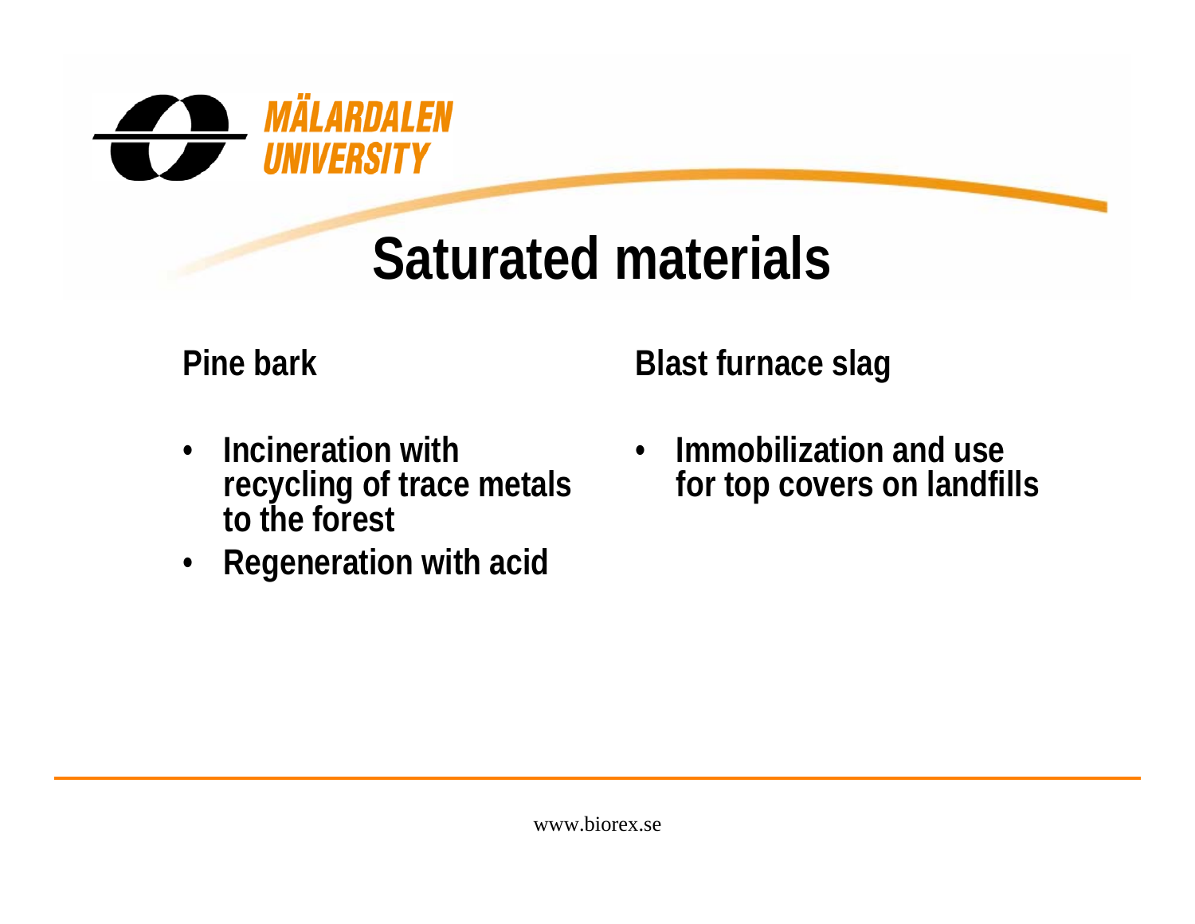# Saturated materials

**Pine bark**

- **Incineration with recycling of trace metals to the forest**
- **Regeneration with acid**

**Blast furnace slag**

- **Immobilization and use for top covers on landfills**

www.biorex.se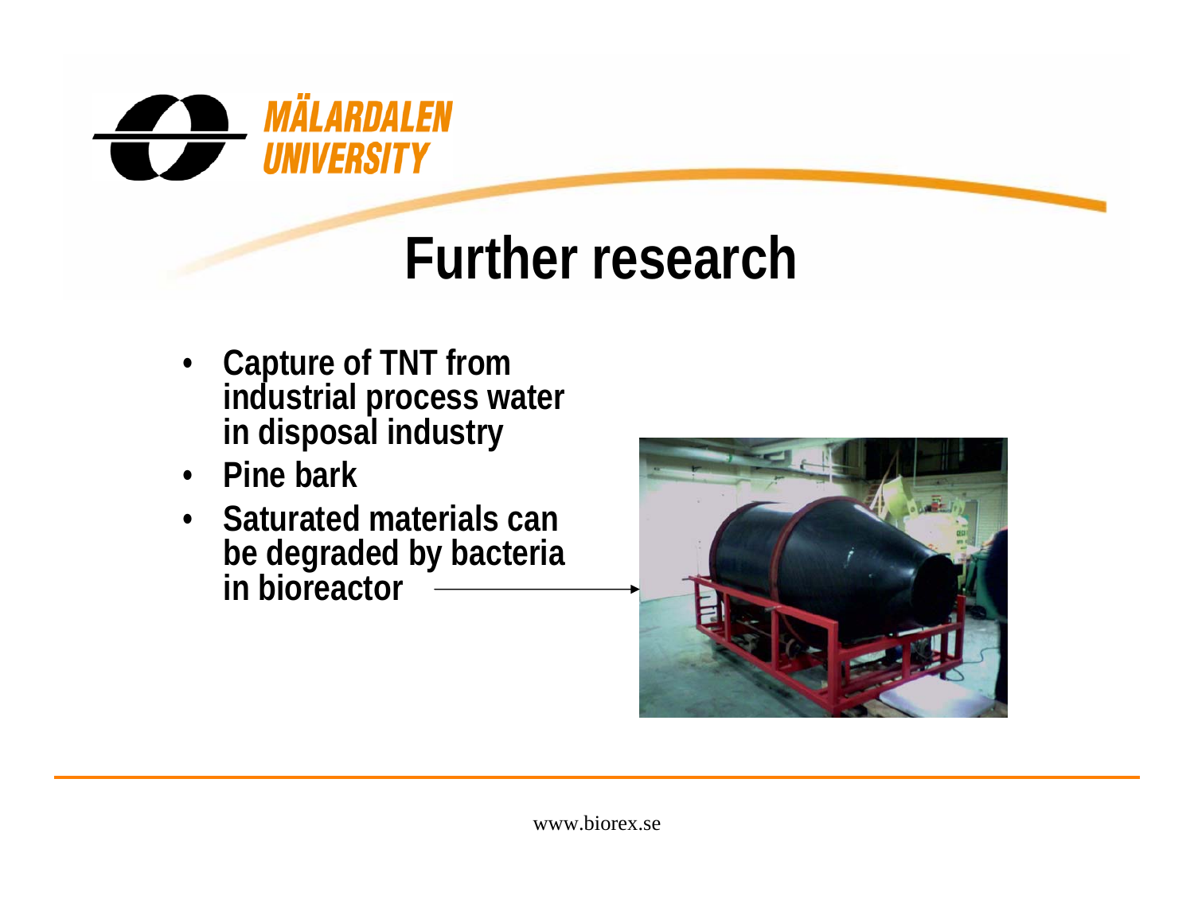# Further research

- Capture of TNT from industrial process water in disposal industry
- Pine bark
- Saturated materials can be degraded by bacteria in bioreactor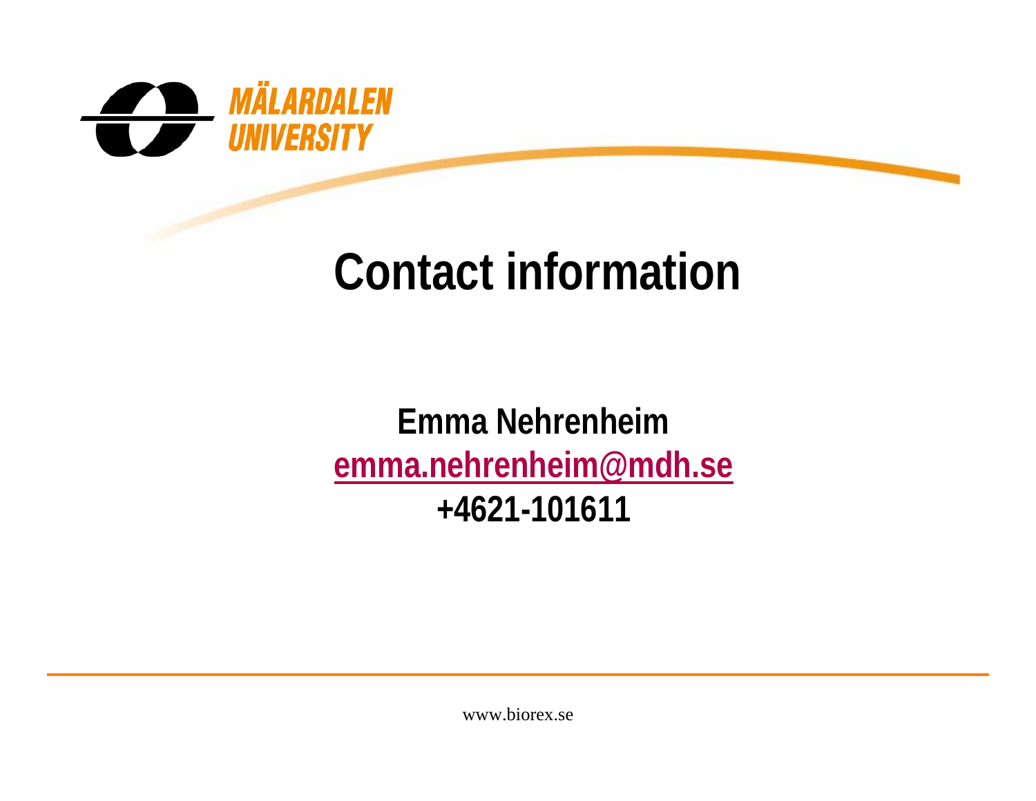MÄLARDALEN UNIVERSITY

# Contact information

**Emma Nehrenheim**

**emma.nehrenheim@mdh.se**

**+4621-101611**

www.biorex.se